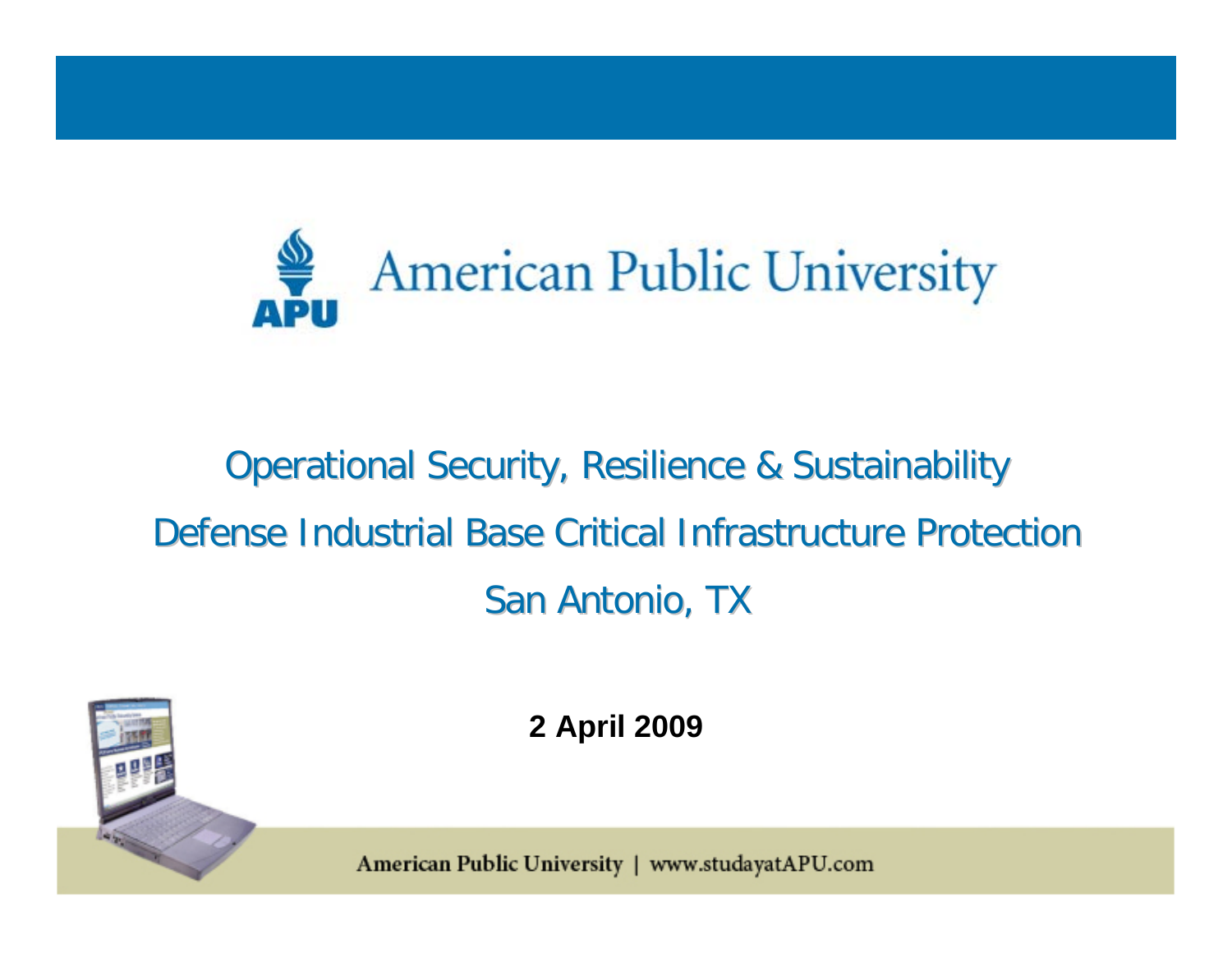# American Public University

## Operational Security, Resilience & Sustainability

## Defense Industrial Base Critical Infrastructure Protection

## San Antonio, TX

**2 April 2009**

American Public University | www.studayatAPU.com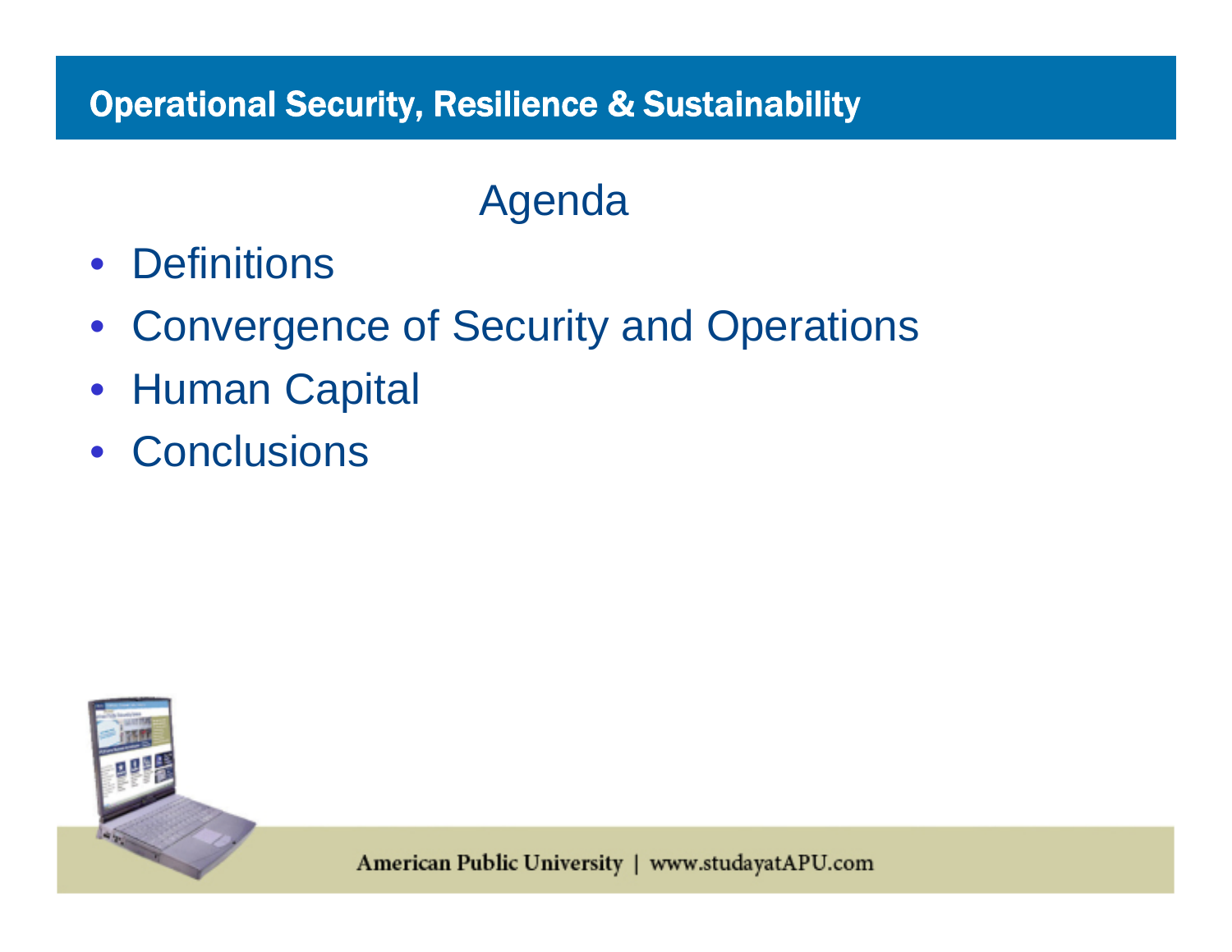## Agenda

- Definitions
- Convergence of Security and Operations
- Human Capital
- Conclusions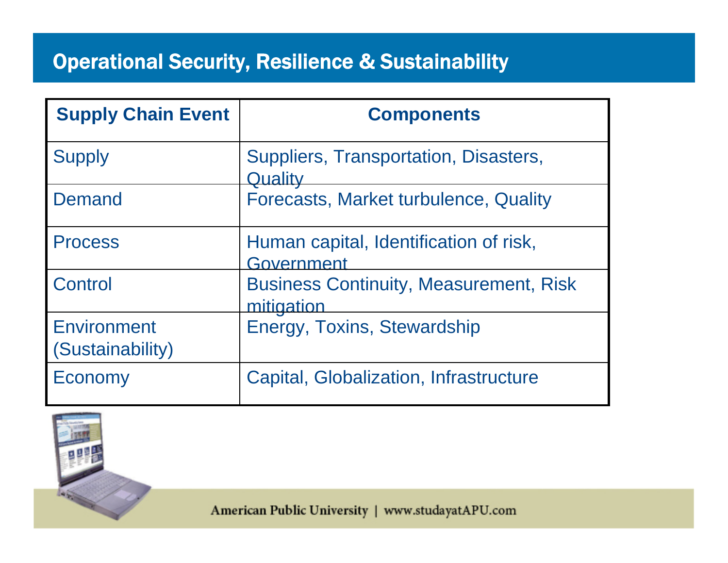## Operational Security, Resilience & Sustainability

| Supply Chain Event | Components |
| --- | --- |
| Supply | Suppliers, Transportation, Disasters, Quality |
| Demand | Forecasts, Market turbulence, Quality |
| Process | Human capital, Identification of risk, Government |
| Control | Business Continuity, Measurement, Risk mitigation |
| Environment (Sustainability) | Energy, Toxins, Stewardship |
| Economy | Capital, Globalization, Infrastructure |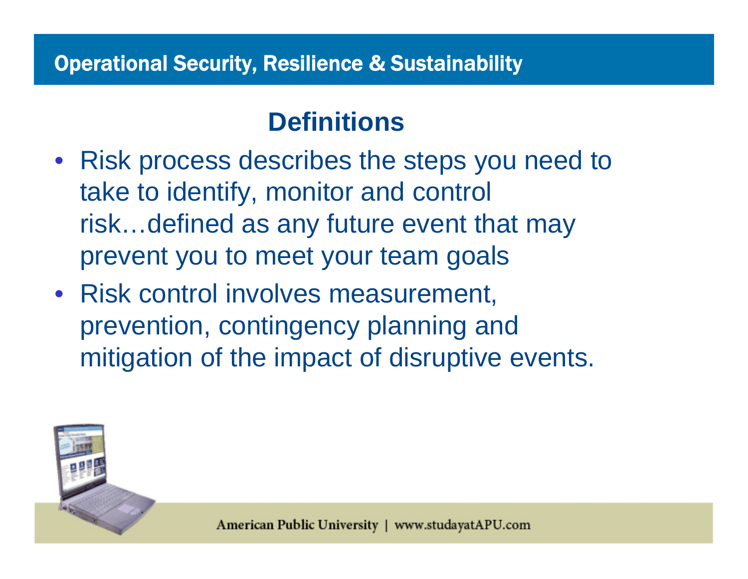## Definitions

- Risk process describes the steps you need to take to identify, monitor and control risk…defined as any future event that may prevent you to meet your team goals
- Risk control involves measurement, prevention, contingency planning and mitigation of the impact of disruptive events.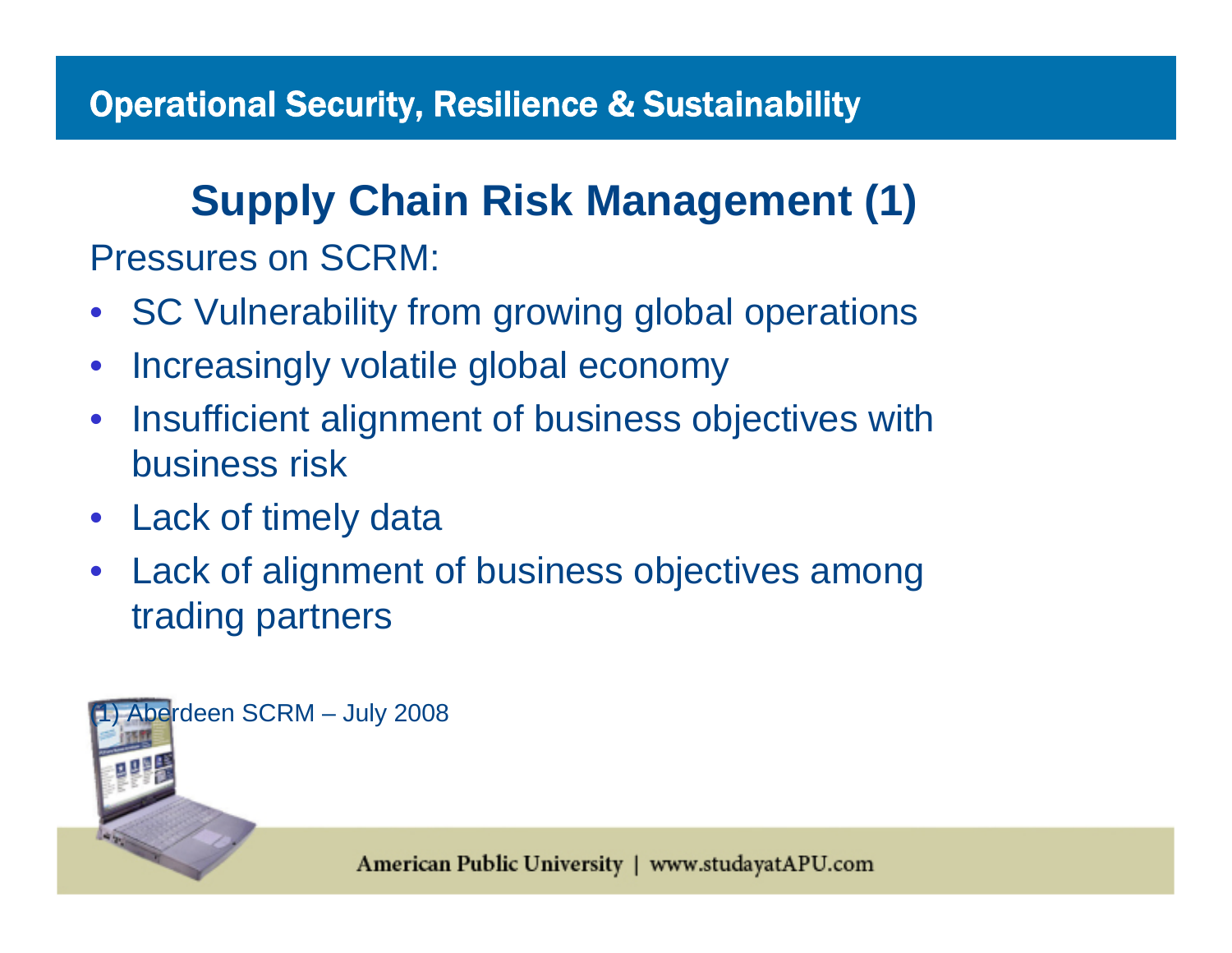## Supply Chain Risk Management (1)

Pressures on SCRM:

- SC Vulnerability from growing global operations
- Increasingly volatile global economy
- Insufficient alignment of business objectives with business risk
- Lack of timely data
- Lack of alignment of business objectives among trading partners

(1) Aberdeen SCRM – July 2008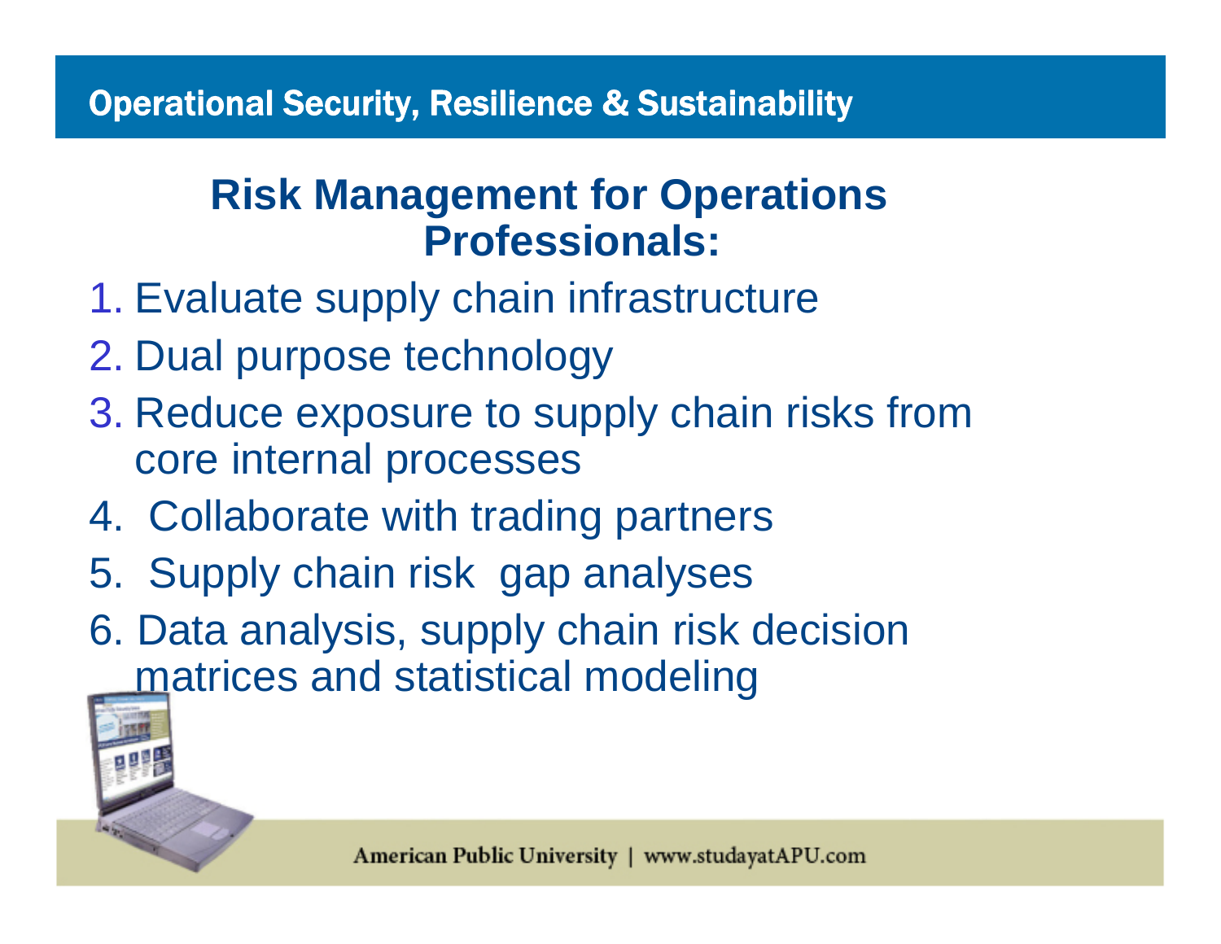# Operational Security, Resilience & Sustainability

## Risk Management for Operations Professionals:

1. Evaluate supply chain infrastructure
2. Dual purpose technology
3. Reduce exposure to supply chain risks from core internal processes
4. Collaborate with trading partners
5. Supply chain risk gap analyses
6. Data analysis, supply chain risk decision matrices and statistical modeling

American Public University | www.studayatAPU.com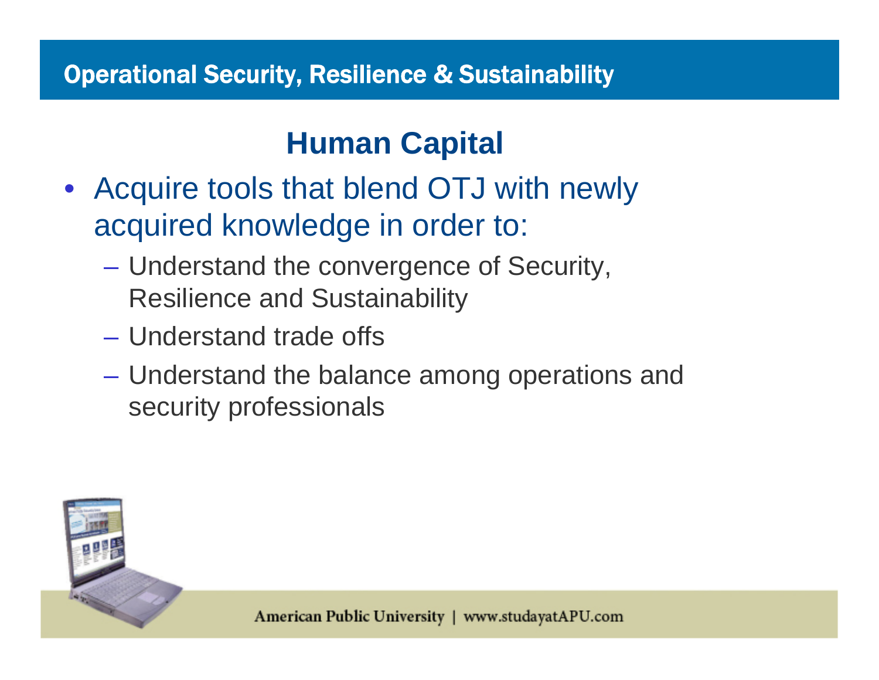## Human Capital

- Acquire tools that blend OTJ with newly acquired knowledge in order to:
  - Understand the convergence of Security, Resilience and Sustainability
  - Understand trade offs
  - Understand the balance among operations and security professionals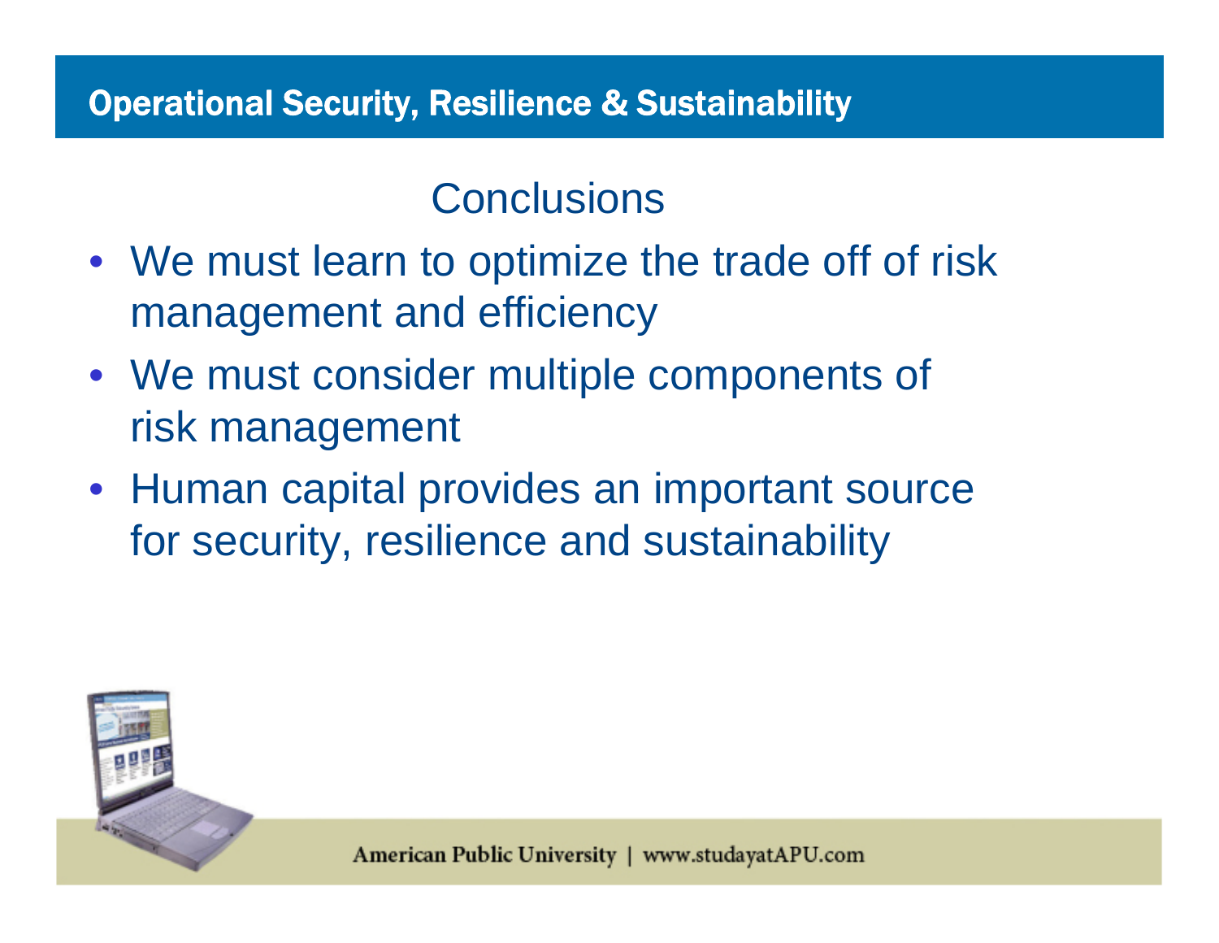## Conclusions

- We must learn to optimize the trade off of risk management and efficiency
- We must consider multiple components of risk management
- Human capital provides an important source for security, resilience and sustainability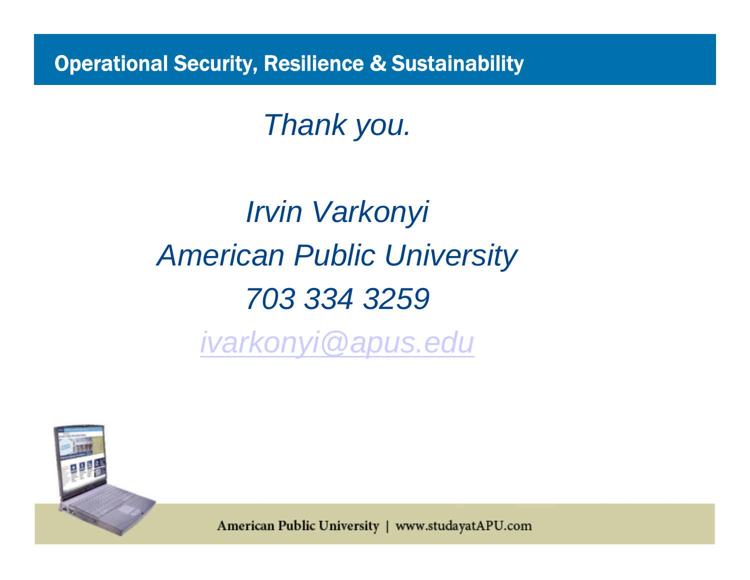*Thank you.*

*Irvin Varkonyi*

*American Public University*

*703 334 3259*

*ivarkonyi@apus.edu*